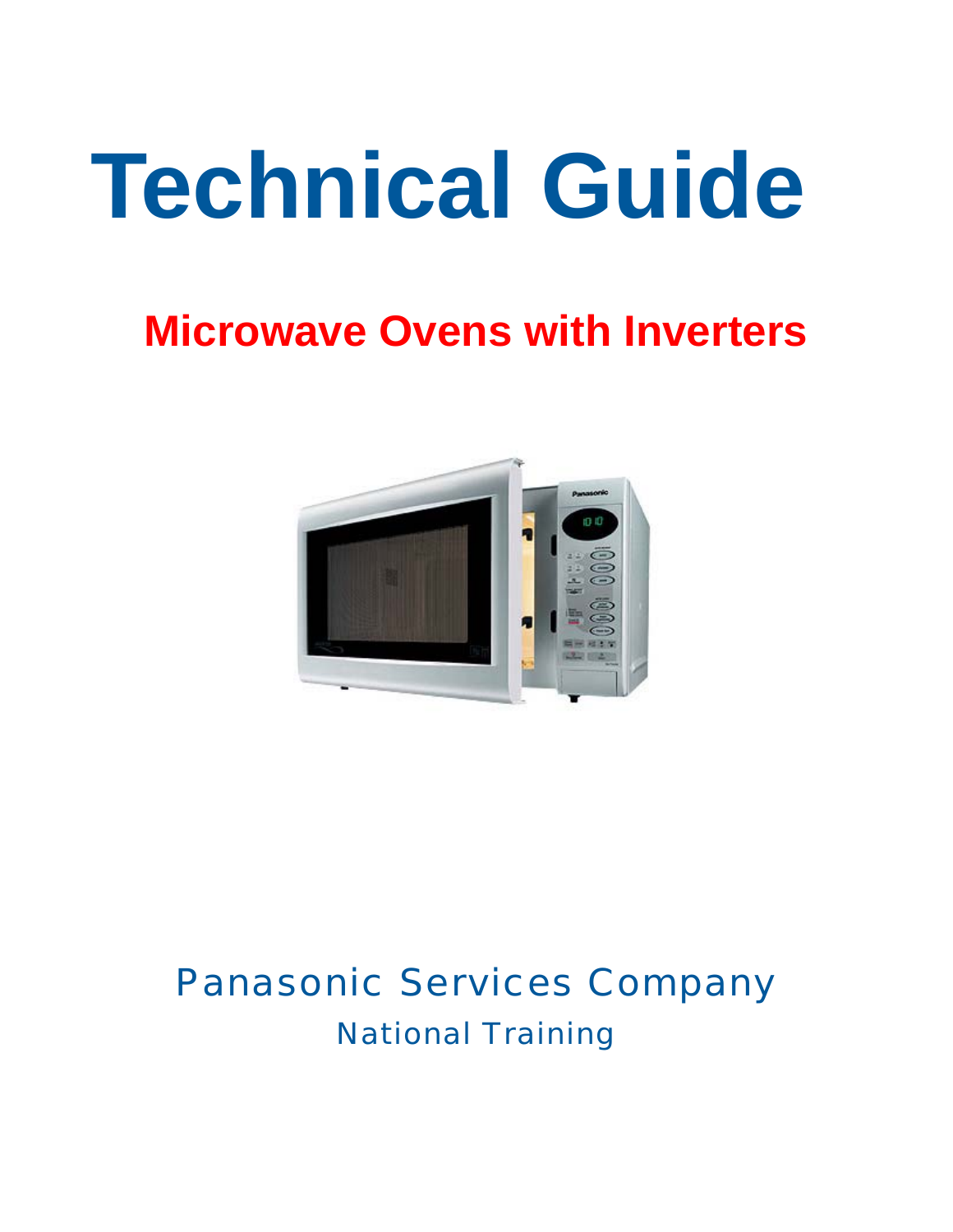# Technical Guide

## Microwave Ovens with Inverters

Panasonic Services Company

National Training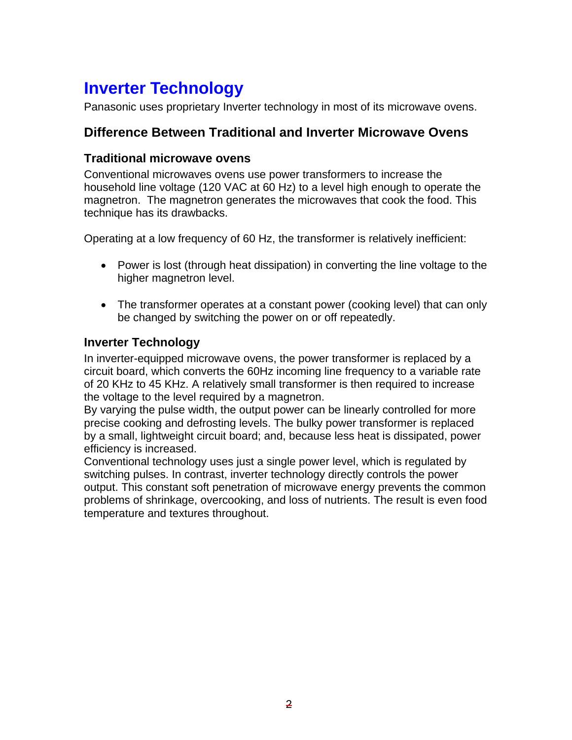# Inverter Technology

Panasonic uses proprietary Inverter technology in most of its microwave ovens.

## Difference Between Traditional and Inverter Microwave Ovens

### Traditional microwave ovens

Conventional microwaves ovens use power transformers to increase the household line voltage (120 VAC at 60 Hz) to a level high enough to operate the magnetron. The magnetron generates the microwaves that cook the food. This technique has its drawbacks.

Operating at a low frequency of 60 Hz, the transformer is relatively inefficient:

- Power is lost (through heat dissipation) in converting the line voltage to the higher magnetron level.
- The transformer operates at a constant power (cooking level) that can only be changed by switching the power on or off repeatedly.

### Inverter Technology

In inverter-equipped microwave ovens, the power transformer is replaced by a circuit board, which converts the 60Hz incoming line frequency to a variable rate of 20 KHz to 45 KHz. A relatively small transformer is then required to increase the voltage to the level required by a magnetron.

By varying the pulse width, the output power can be linearly controlled for more precise cooking and defrosting levels. The bulky power transformer is replaced by a small, lightweight circuit board; and, because less heat is dissipated, power efficiency is increased.

Conventional technology uses just a single power level, which is regulated by switching pulses. In contrast, inverter technology directly controls the power output. This constant soft penetration of microwave energy prevents the common problems of shrinkage, overcooking, and loss of nutrients. The result is even food temperature and textures throughout.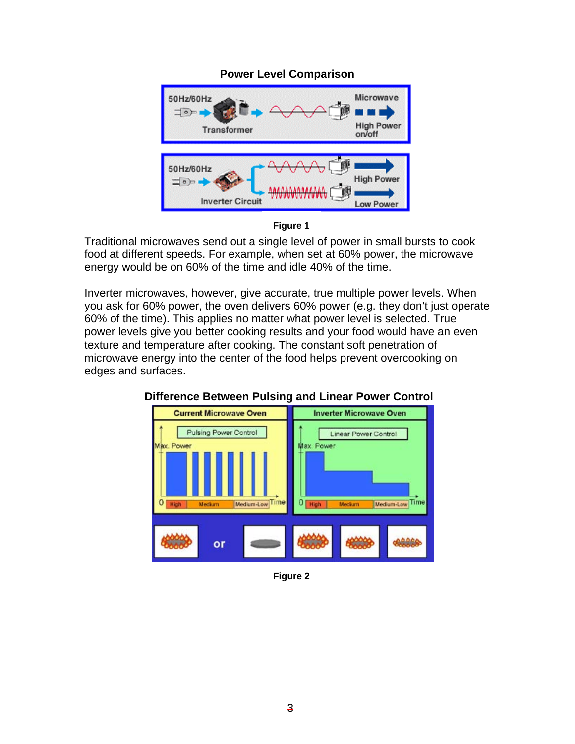**Power Level Comparison**

Figure 1

Traditional microwaves send out a single level of power in small bursts to cook food at different speeds. For example, when set at 60% power, the microwave energy would be on 60% of the time and idle 40% of the time.

Inverter microwaves, however, give accurate, true multiple power levels. When you ask for 60% power, the oven delivers 60% power (e.g. they don't just operate 60% of the time). This applies no matter what power level is selected. True power levels give you better cooking results and your food would have an even texture and temperature after cooking. The constant soft penetration of microwave energy into the center of the food helps prevent overcooking on edges and surfaces.

**Difference Between Pulsing and Linear Power Control**

Figure 2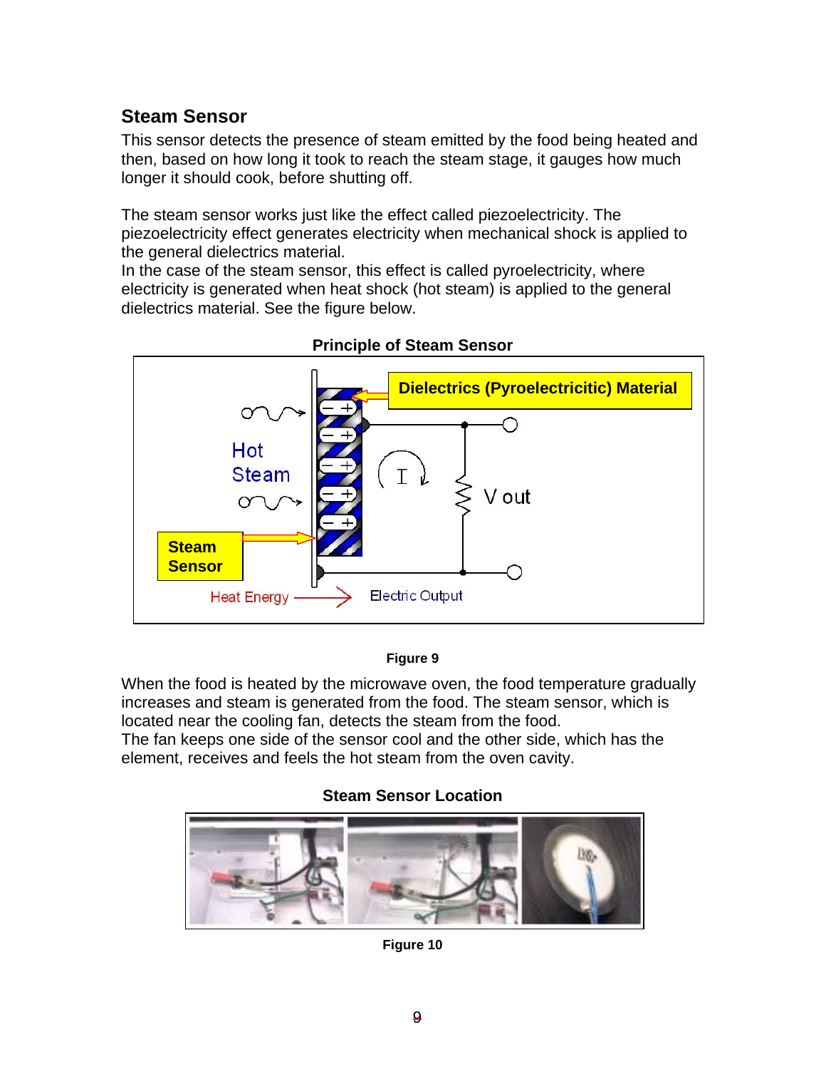## Steam Sensor

This sensor detects the presence of steam emitted by the food being heated and then, based on how long it took to reach the steam stage, it gauges how much longer it should cook, before shutting off.

The steam sensor works just like the effect called piezoelectricity. The piezoelectricity effect generates electricity when mechanical shock is applied to the general dielectrics material.
In the case of the steam sensor, this effect is called pyroelectricity, where electricity is generated when heat shock (hot steam) is applied to the general dielectrics material. See the figure below.

**Principle of Steam Sensor**

**Figure 9**

When the food is heated by the microwave oven, the food temperature gradually increases and steam is generated from the food. The steam sensor, which is located near the cooling fan, detects the steam from the food.
The fan keeps one side of the sensor cool and the other side, which has the element, receives and feels the hot steam from the oven cavity.

**Steam Sensor Location**

**Figure 10**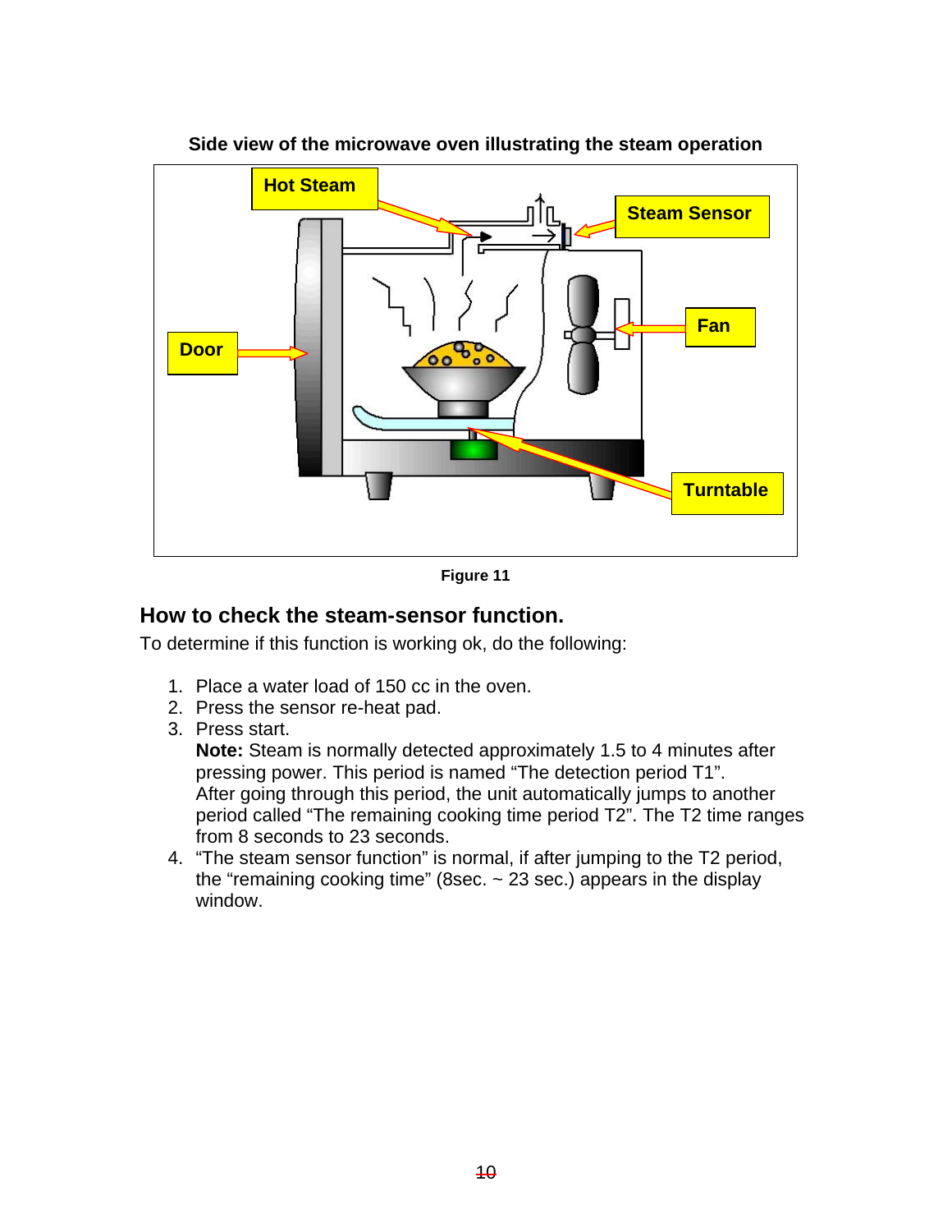**Side view of the microwave oven illustrating the steam operation**

**Figure 11**

## How to check the steam-sensor function.

To determine if this function is working ok, do the following:

1. Place a water load of 150 cc in the oven.
2. Press the sensor re-heat pad.
3. Press start.
   **Note:** Steam is normally detected approximately 1.5 to 4 minutes after pressing power. This period is named "The detection period T1".
   After going through this period, the unit automatically jumps to another period called "The remaining cooking time period T2". The T2 time ranges from 8 seconds to 23 seconds.
4. "The steam sensor function" is normal, if after jumping to the T2 period, the "remaining cooking time" (8sec. ~ 23 sec.) appears in the display window.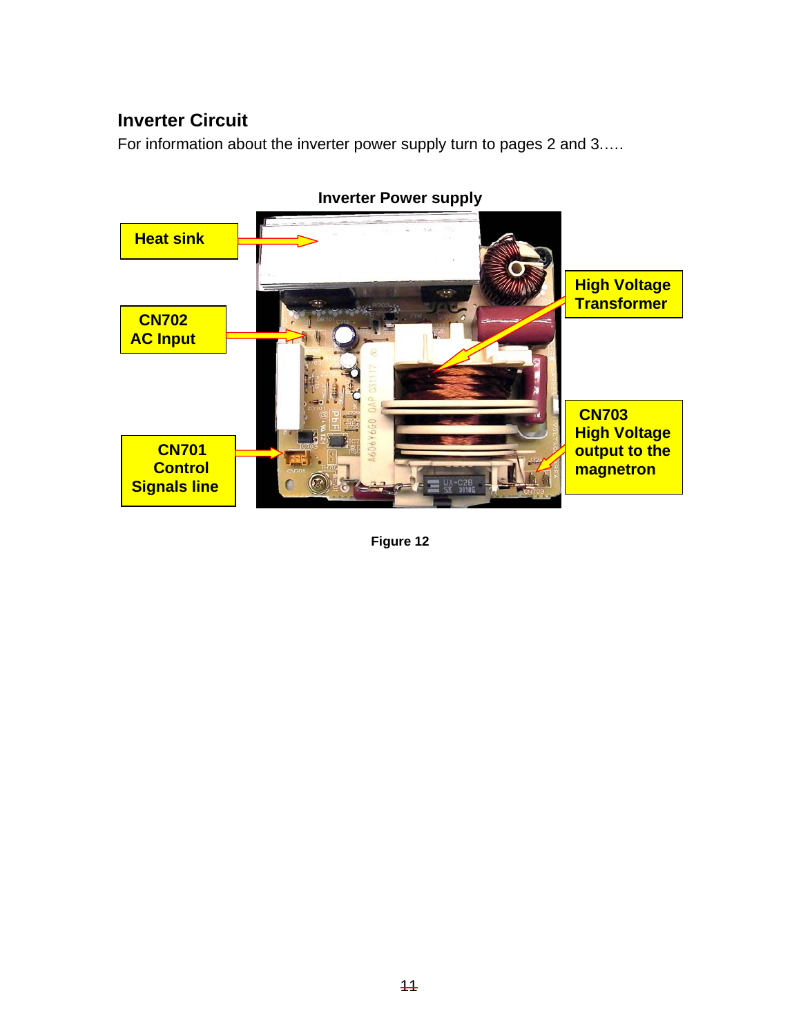## Inverter Circuit

For information about the inverter power supply turn to pages 2 and 3…..

**Inverter Power supply**

Heat sink

CN702 AC Input

CN701 Control Signals line

High Voltage Transformer

CN703 High Voltage output to the magnetron

**Figure 12**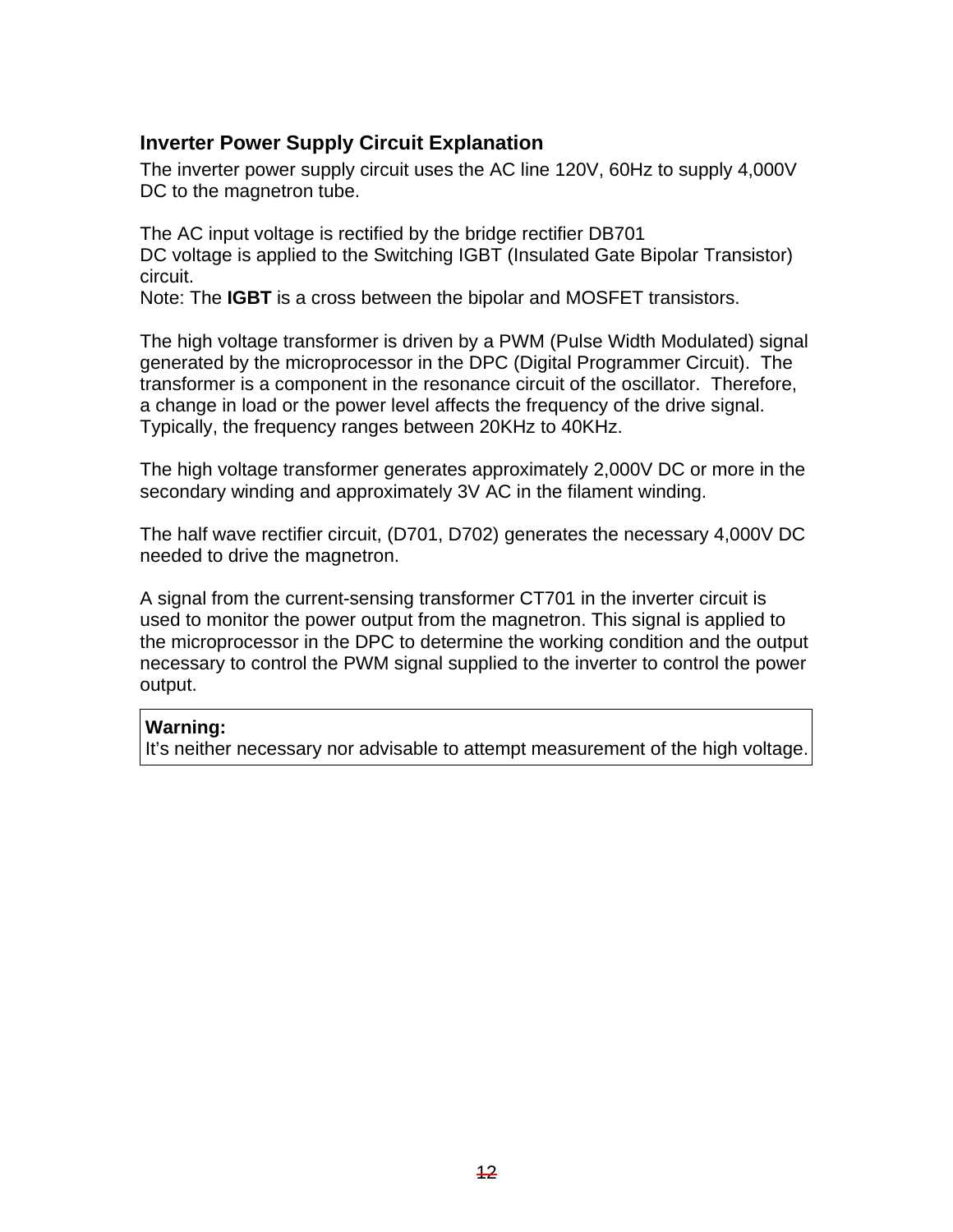## Inverter Power Supply Circuit Explanation

The inverter power supply circuit uses the AC line 120V, 60Hz to supply 4,000V DC to the magnetron tube.

The AC input voltage is rectified by the bridge rectifier DB701
DC voltage is applied to the Switching IGBT (Insulated Gate Bipolar Transistor) circuit.
Note: The **IGBT** is a cross between the bipolar and MOSFET transistors.

The high voltage transformer is driven by a PWM (Pulse Width Modulated) signal generated by the microprocessor in the DPC (Digital Programmer Circuit). The transformer is a component in the resonance circuit of the oscillator. Therefore, a change in load or the power level affects the frequency of the drive signal. Typically, the frequency ranges between 20KHz to 40KHz.

The high voltage transformer generates approximately 2,000V DC or more in the secondary winding and approximately 3V AC in the filament winding.

The half wave rectifier circuit, (D701, D702) generates the necessary 4,000V DC needed to drive the magnetron.

A signal from the current-sensing transformer CT701 in the inverter circuit is used to monitor the power output from the magnetron. This signal is applied to the microprocessor in the DPC to determine the working condition and the output necessary to control the PWM signal supplied to the inverter to control the power output.

**Warning:**
It's neither necessary nor advisable to attempt measurement of the high voltage.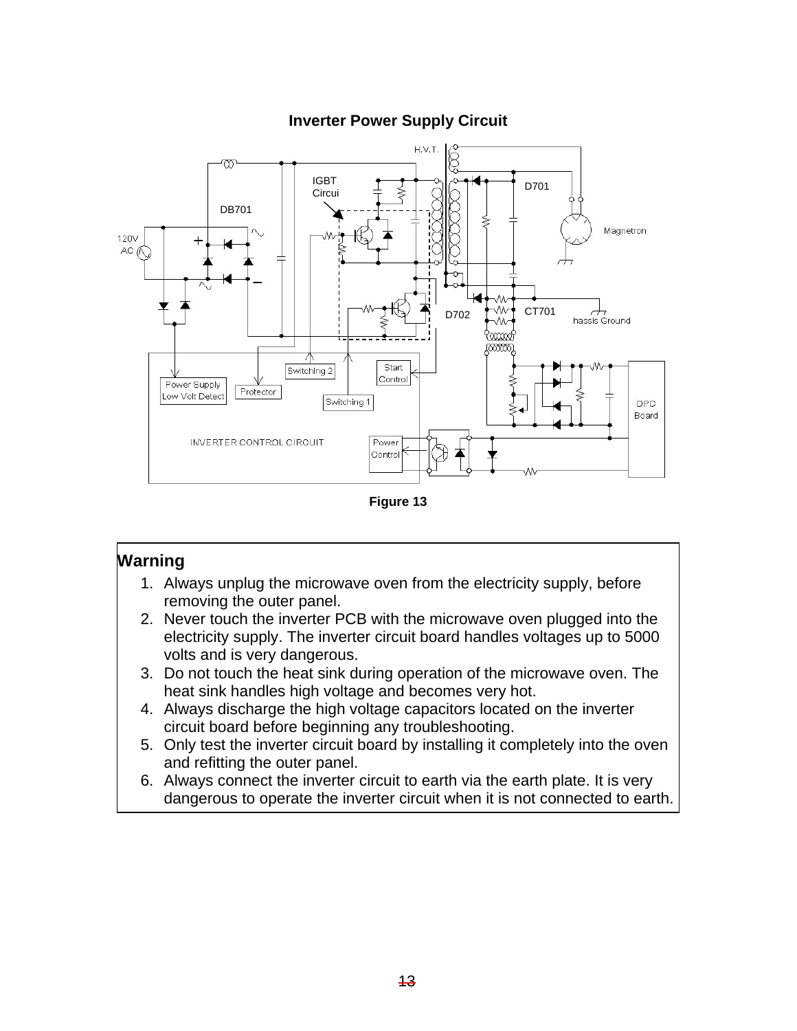## Inverter Power Supply Circuit

Figure 13

> **Warning**
>
> 1. Always unplug the microwave oven from the electricity supply, before removing the outer panel.
> 2. Never touch the inverter PCB with the microwave oven plugged into the electricity supply. The inverter circuit board handles voltages up to 5000 volts and is very dangerous.
> 3. Do not touch the heat sink during operation of the microwave oven. The heat sink handles high voltage and becomes very hot.
> 4. Always discharge the high voltage capacitors located on the inverter circuit board before beginning any troubleshooting.
> 5. Only test the inverter circuit board by installing it completely into the oven and refitting the outer panel.
> 6. Always connect the inverter circuit to earth via the earth plate. It is very dangerous to operate the inverter circuit when it is not connected to earth.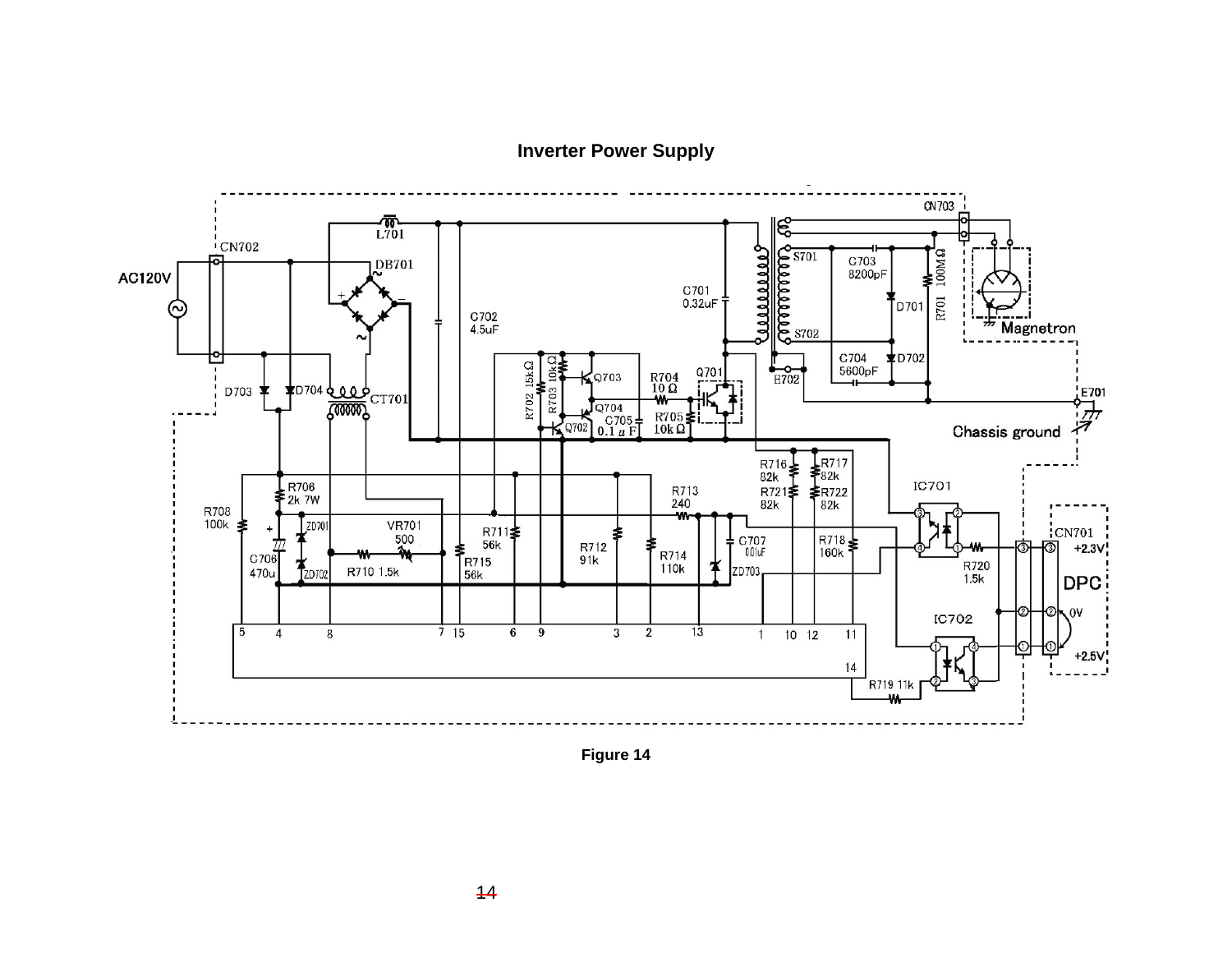## Inverter Power Supply

Figure 14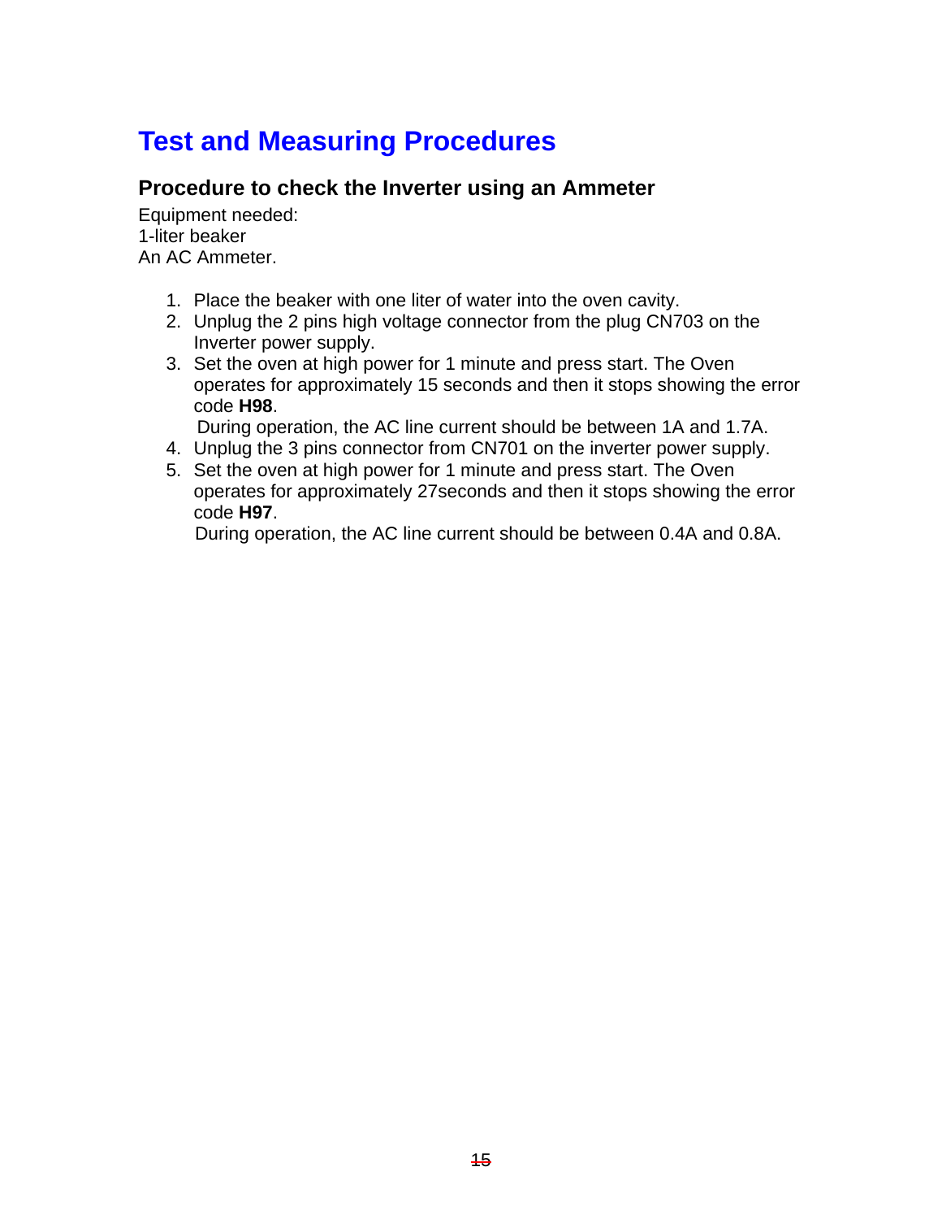# Test and Measuring Procedures

## Procedure to check the Inverter using an Ammeter

Equipment needed:
1-liter beaker
An AC Ammeter.

1. Place the beaker with one liter of water into the oven cavity.
2. Unplug the 2 pins high voltage connector from the plug CN703 on the Inverter power supply.
3. Set the oven at high power for 1 minute and press start. The Oven operates for approximately 15 seconds and then it stops showing the error code **H98**.
   During operation, the AC line current should be between 1A and 1.7A.
4. Unplug the 3 pins connector from CN701 on the inverter power supply.
5. Set the oven at high power for 1 minute and press start. The Oven operates for approximately 27seconds and then it stops showing the error code **H97**.
   During operation, the AC line current should be between 0.4A and 0.8A.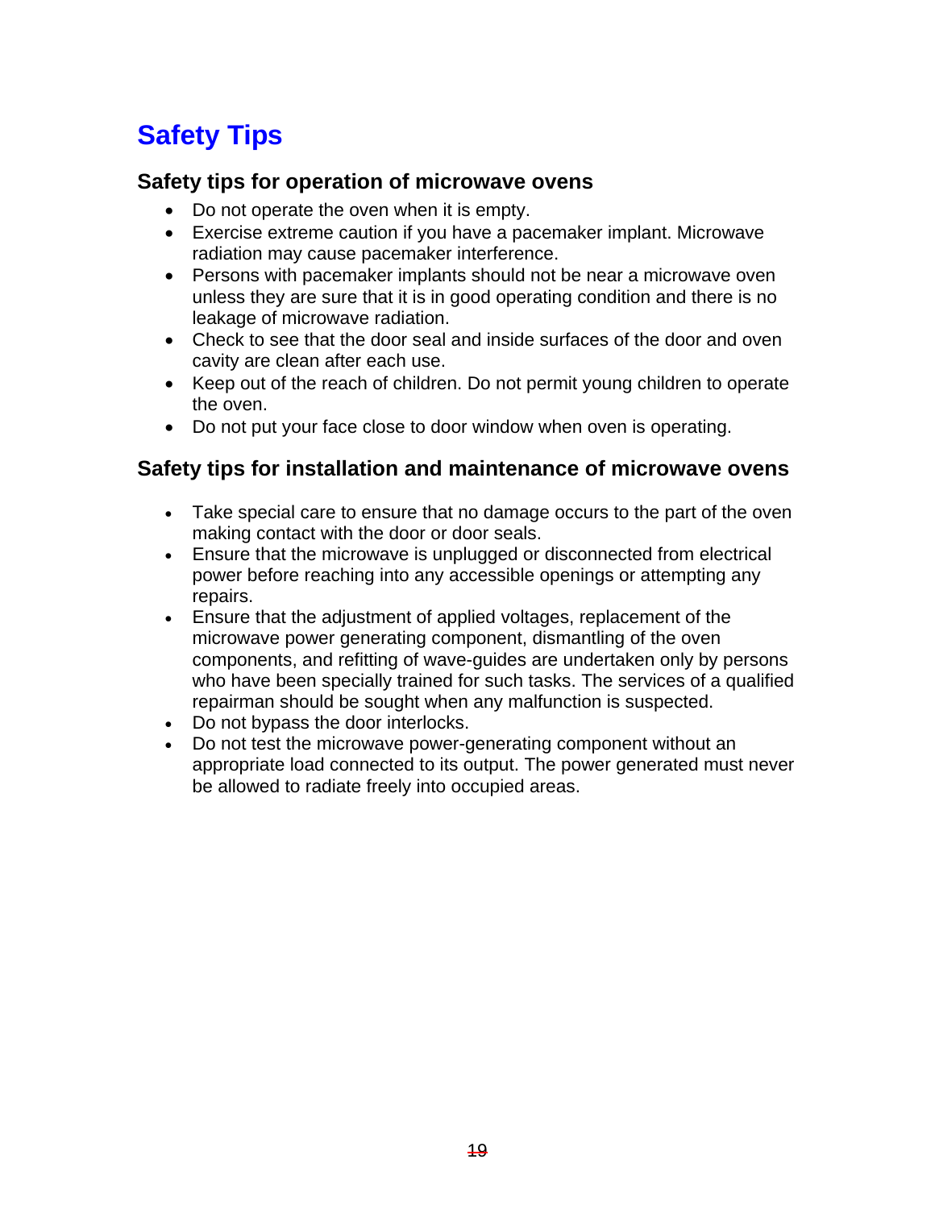# Safety Tips

## Safety tips for operation of microwave ovens

- Do not operate the oven when it is empty.
- Exercise extreme caution if you have a pacemaker implant. Microwave radiation may cause pacemaker interference.
- Persons with pacemaker implants should not be near a microwave oven unless they are sure that it is in good operating condition and there is no leakage of microwave radiation.
- Check to see that the door seal and inside surfaces of the door and oven cavity are clean after each use.
- Keep out of the reach of children. Do not permit young children to operate the oven.
- Do not put your face close to door window when oven is operating.

## Safety tips for installation and maintenance of microwave ovens

- Take special care to ensure that no damage occurs to the part of the oven making contact with the door or door seals.
- Ensure that the microwave is unplugged or disconnected from electrical power before reaching into any accessible openings or attempting any repairs.
- Ensure that the adjustment of applied voltages, replacement of the microwave power generating component, dismantling of the oven components, and refitting of wave-guides are undertaken only by persons who have been specially trained for such tasks. The services of a qualified repairman should be sought when any malfunction is suspected.
- Do not bypass the door interlocks.
- Do not test the microwave power-generating component without an appropriate load connected to its output. The power generated must never be allowed to radiate freely into occupied areas.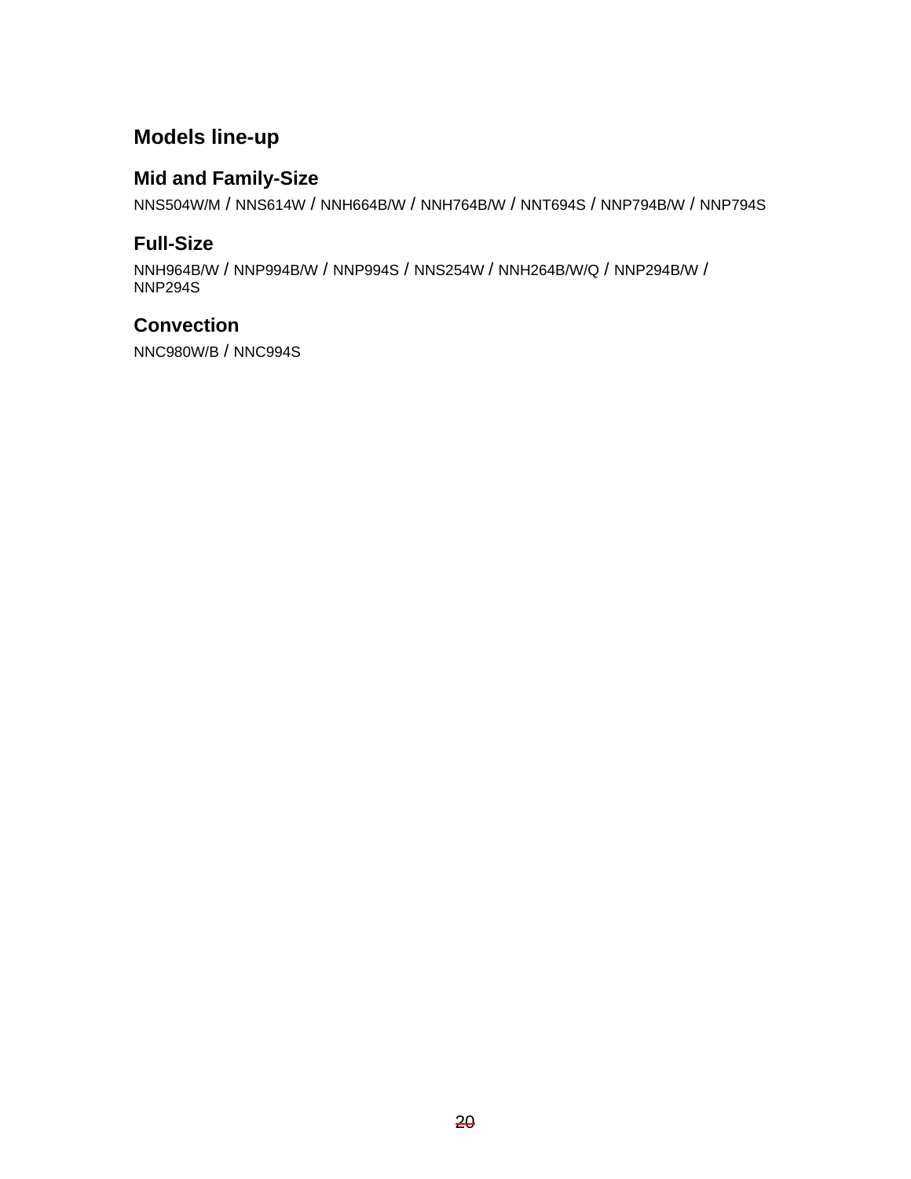## Models line-up

### Mid and Family-Size

NNS504W/M / NNS614W / NNH664B/W / NNH764B/W / NNT694S / NNP794B/W / NNP794S

### Full-Size

NNH964B/W / NNP994B/W / NNP994S / NNS254W / NNH264B/W/Q / NNP294B/W / NNP294S

### Convection

NNC980W/B / NNC994S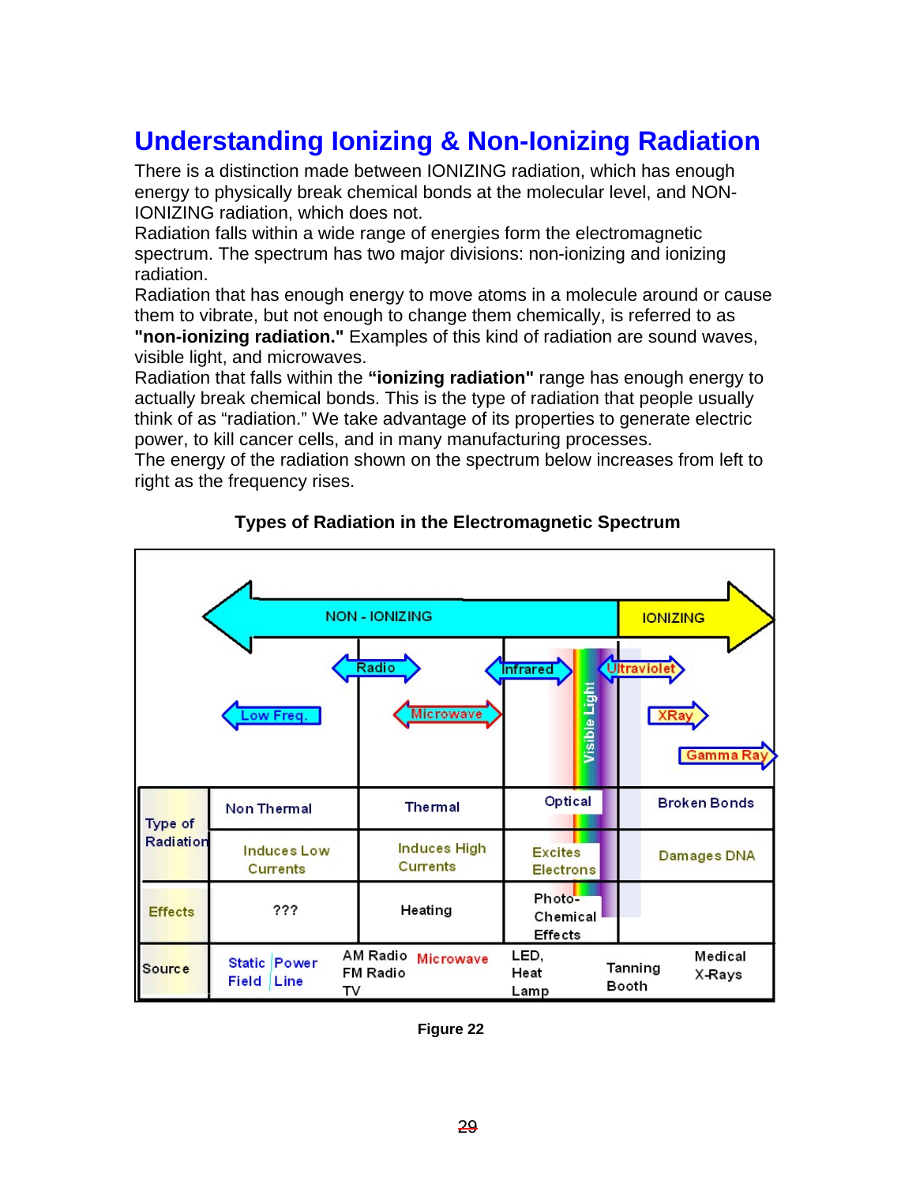# Understanding Ionizing & Non-Ionizing Radiation

There is a distinction made between IONIZING radiation, which has enough energy to physically break chemical bonds at the molecular level, and NON-IONIZING radiation, which does not.

Radiation falls within a wide range of energies form the electromagnetic spectrum. The spectrum has two major divisions: non-ionizing and ionizing radiation.

Radiation that has enough energy to move atoms in a molecule around or cause them to vibrate, but not enough to change them chemically, is referred to as **"non-ionizing radiation."** Examples of this kind of radiation are sound waves, visible light, and microwaves.

Radiation that falls within the **"ionizing radiation"** range has enough energy to actually break chemical bonds. This is the type of radiation that people usually think of as "radiation." We take advantage of its properties to generate electric power, to kill cancer cells, and in many manufacturing processes.

The energy of the radiation shown on the spectrum below increases from left to right as the frequency rises.

**Types of Radiation in the Electromagnetic Spectrum**

| | NON - IONIZING | | | IONIZING |
|---|---|---|---|---|
| | Low Freq. | Radio, Microwave | Infrared, Visible Light | Ultraviolet, XRay, Gamma Ray |
| Type of Radiation | Non Thermal | Thermal | Optical | Broken Bonds |
| | Induces Low Currents | Induces High Currents | Excites Electrons | Damages DNA |
| Effects | ??? | Heating | Photo-Chemical Effects | |
| Source | Static Field, Power Line | AM Radio, FM Radio, TV, Microwave | LED, Heat Lamp | Tanning Booth, Medical X-Rays |

**Figure 22**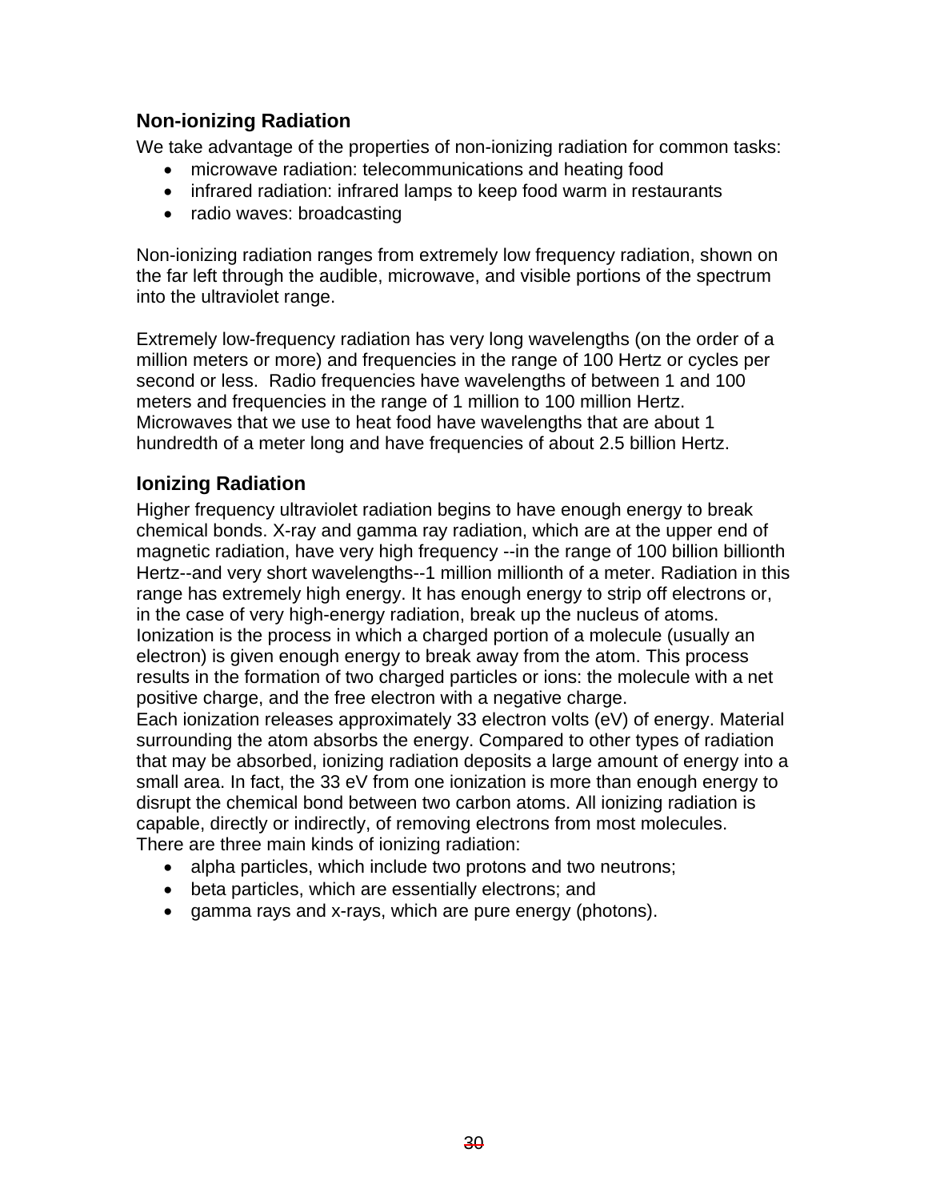## Non-ionizing Radiation

We take advantage of the properties of non-ionizing radiation for common tasks:

- microwave radiation: telecommunications and heating food
- infrared radiation: infrared lamps to keep food warm in restaurants
- radio waves: broadcasting

Non-ionizing radiation ranges from extremely low frequency radiation, shown on the far left through the audible, microwave, and visible portions of the spectrum into the ultraviolet range.

Extremely low-frequency radiation has very long wavelengths (on the order of a million meters or more) and frequencies in the range of 100 Hertz or cycles per second or less. Radio frequencies have wavelengths of between 1 and 100 meters and frequencies in the range of 1 million to 100 million Hertz. Microwaves that we use to heat food have wavelengths that are about 1 hundredth of a meter long and have frequencies of about 2.5 billion Hertz.

## Ionizing Radiation

Higher frequency ultraviolet radiation begins to have enough energy to break chemical bonds. X-ray and gamma ray radiation, which are at the upper end of magnetic radiation, have very high frequency --in the range of 100 billion billionth Hertz--and very short wavelengths--1 million millionth of a meter. Radiation in this range has extremely high energy. It has enough energy to strip off electrons or, in the case of very high-energy radiation, break up the nucleus of atoms. Ionization is the process in which a charged portion of a molecule (usually an electron) is given enough energy to break away from the atom. This process results in the formation of two charged particles or ions: the molecule with a net positive charge, and the free electron with a negative charge.

Each ionization releases approximately 33 electron volts (eV) of energy. Material surrounding the atom absorbs the energy. Compared to other types of radiation that may be absorbed, ionizing radiation deposits a large amount of energy into a small area. In fact, the 33 eV from one ionization is more than enough energy to disrupt the chemical bond between two carbon atoms. All ionizing radiation is capable, directly or indirectly, of removing electrons from most molecules.

There are three main kinds of ionizing radiation:

- alpha particles, which include two protons and two neutrons;
- beta particles, which are essentially electrons; and
- gamma rays and x-rays, which are pure energy (photons).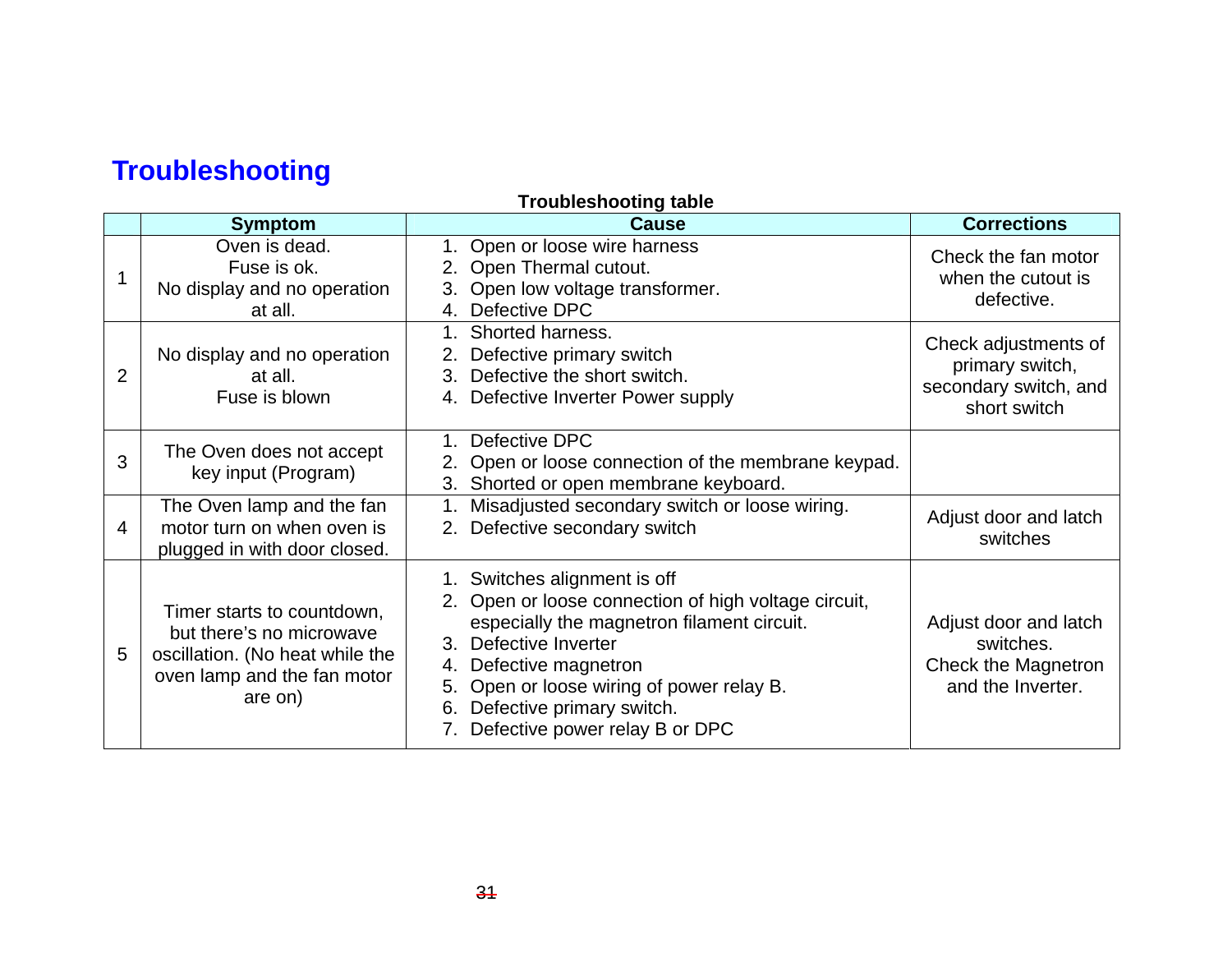# Troubleshooting

**Troubleshooting table**

| | Symptom | Cause | Corrections |
|---|---|---|---|
| 1 | Oven is dead.<br>Fuse is ok.<br>No display and no operation at all. | 1. Open or loose wire harness<br>2. Open Thermal cutout.<br>3. Open low voltage transformer.<br>4. Defective DPC | Check the fan motor when the cutout is defective. |
| 2 | No display and no operation at all.<br>Fuse is blown | 1. Shorted harness.<br>2. Defective primary switch<br>3. Defective the short switch.<br>4. Defective Inverter Power supply | Check adjustments of primary switch, secondary switch, and short switch |
| 3 | The Oven does not accept key input (Program) | 1. Defective DPC<br>2. Open or loose connection of the membrane keypad.<br>3. Shorted or open membrane keyboard. | |
| 4 | The Oven lamp and the fan motor turn on when oven is plugged in with door closed. | 1. Misadjusted secondary switch or loose wiring.<br>2. Defective secondary switch | Adjust door and latch switches |
| 5 | Timer starts to countdown, but there's no microwave oscillation. (No heat while the oven lamp and the fan motor are on) | 1. Switches alignment is off<br>2. Open or loose connection of high voltage circuit, especially the magnetron filament circuit.<br>3. Defective Inverter<br>4. Defective magnetron<br>5. Open or loose wiring of power relay B.<br>6. Defective primary switch.<br>7. Defective power relay B or DPC | Adjust door and latch switches.<br>Check the Magnetron and the Inverter. |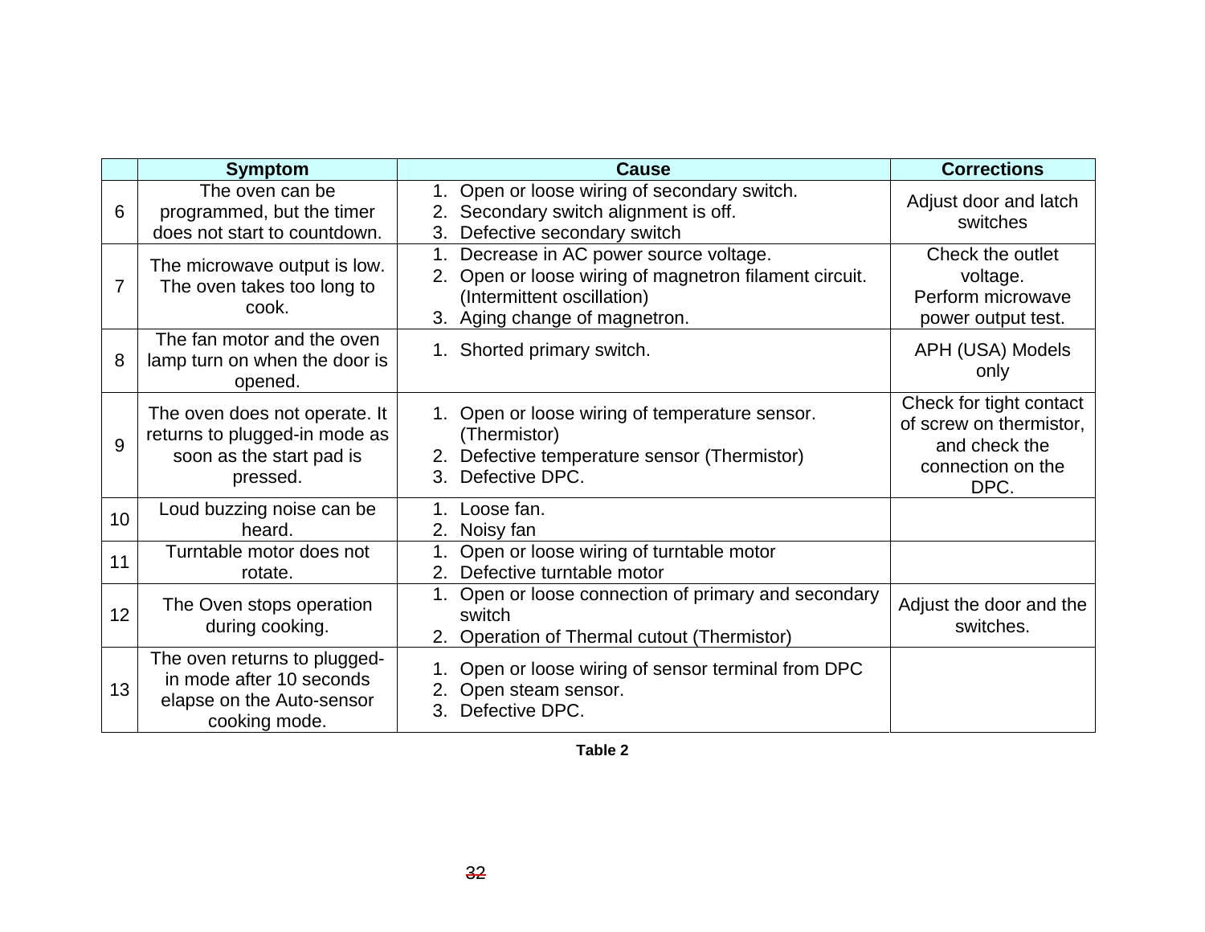| | Symptom | Cause | Corrections |
|---|---|---|---|
| 6 | The oven can be programmed, but the timer does not start to countdown. | 1. Open or loose wiring of secondary switch.<br>2. Secondary switch alignment is off.<br>3. Defective secondary switch | Adjust door and latch switches |
| 7 | The microwave output is low. The oven takes too long to cook. | 1. Decrease in AC power source voltage.<br>2. Open or loose wiring of magnetron filament circuit. (Intermittent oscillation)<br>3. Aging change of magnetron. | Check the outlet voltage.<br>Perform microwave power output test. |
| 8 | The fan motor and the oven lamp turn on when the door is opened. | 1. Shorted primary switch. | APH (USA) Models only |
| 9 | The oven does not operate. It returns to plugged-in mode as soon as the start pad is pressed. | 1. Open or loose wiring of temperature sensor. (Thermistor)<br>2. Defective temperature sensor (Thermistor)<br>3. Defective DPC. | Check for tight contact of screw on thermistor, and check the connection on the DPC. |
| 10 | Loud buzzing noise can be heard. | 1. Loose fan.<br>2. Noisy fan | |
| 11 | Turntable motor does not rotate. | 1. Open or loose wiring of turntable motor<br>2. Defective turntable motor | |
| 12 | The Oven stops operation during cooking. | 1. Open or loose connection of primary and secondary switch<br>2. Operation of Thermal cutout (Thermistor) | Adjust the door and the switches. |
| 13 | The oven returns to plugged-in mode after 10 seconds elapse on the Auto-sensor cooking mode. | 1. Open or loose wiring of sensor terminal from DPC<br>2. Open steam sensor.<br>3. Defective DPC. | |

**Table 2**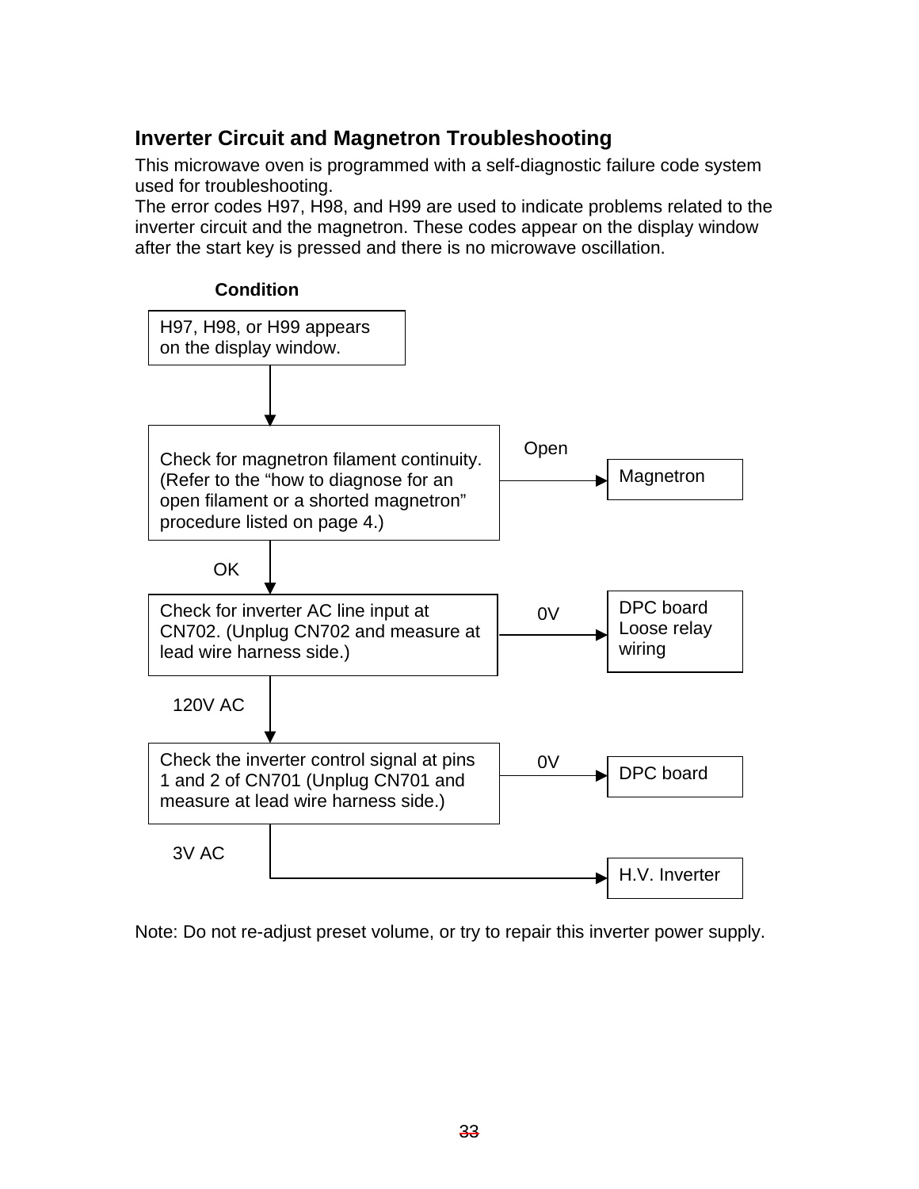## Inverter Circuit and Magnetron Troubleshooting

This microwave oven is programmed with a self-diagnostic failure code system used for troubleshooting.
The error codes H97, H98, and H99 are used to indicate problems related to the inverter circuit and the magnetron. These codes appear on the display window after the start key is pressed and there is no microwave oscillation.

**Condition**

H97, H98, or H99 appears on the display window.

Check for magnetron filament continuity. (Refer to the "how to diagnose for an open filament or a shorted magnetron" procedure listed on page 4.)

Open

Magnetron

OK

Check for inverter AC line input at CN702. (Unplug CN702 and measure at lead wire harness side.)

0V

DPC board
Loose relay wiring

120V AC

Check the inverter control signal at pins 1 and 2 of CN701 (Unplug CN701 and measure at lead wire harness side.)

0V

DPC board

3V AC

H.V. Inverter

Note: Do not re-adjust preset volume, or try to repair this inverter power supply.